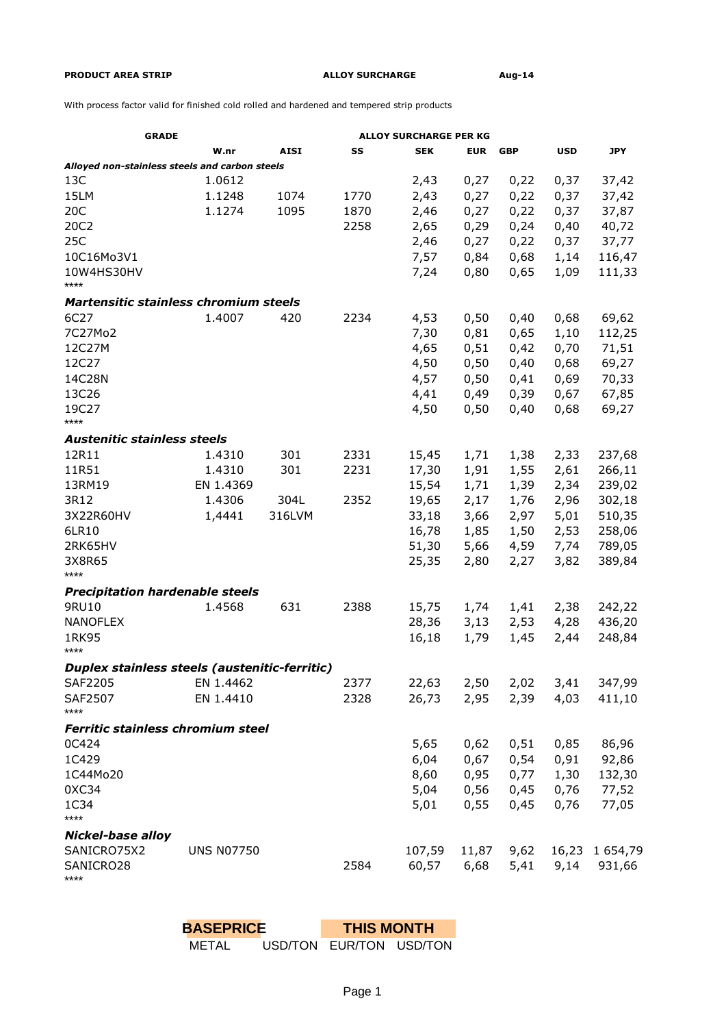**PRODUCT AREA STRIP** **ALLOY SURCHARGE** **Aug-14**

With process factor valid for finished cold rolled and hardened and tempered strip products

| GRADE | | | | ALLOY SURCHARGE PER KG | | | | |
|---|---|---|---|---|---|---|---|---|
| | W.nr | AISI | SS | SEK | EUR | GBP | USD | JPY |
| ***Alloyed non-stainless steels and carbon steels*** | | | | | | | | |
| 13C | 1.0612 | | | 2,43 | 0,27 | 0,22 | 0,37 | 37,42 |
| 15LM | 1.1248 | 1074 | 1770 | 2,43 | 0,27 | 0,22 | 0,37 | 37,42 |
| 20C | 1.1274 | 1095 | 1870 | 2,46 | 0,27 | 0,22 | 0,37 | 37,87 |
| 20C2 | | | 2258 | 2,65 | 0,29 | 0,24 | 0,40 | 40,72 |
| 25C | | | | 2,46 | 0,27 | 0,22 | 0,37 | 37,77 |
| 10C16Mo3V1 | | | | 7,57 | 0,84 | 0,68 | 1,14 | 116,47 |
| 10W4HS30HV | | | | 7,24 | 0,80 | 0,65 | 1,09 | 111,33 |
| **** | | | | | | | | |
| ***Martensitic stainless chromium steels*** | | | | | | | | |
| 6C27 | 1.4007 | 420 | 2234 | 4,53 | 0,50 | 0,40 | 0,68 | 69,62 |
| 7C27Mo2 | | | | 7,30 | 0,81 | 0,65 | 1,10 | 112,25 |
| 12C27M | | | | 4,65 | 0,51 | 0,42 | 0,70 | 71,51 |
| 12C27 | | | | 4,50 | 0,50 | 0,40 | 0,68 | 69,27 |
| 14C28N | | | | 4,57 | 0,50 | 0,41 | 0,69 | 70,33 |
| 13C26 | | | | 4,41 | 0,49 | 0,39 | 0,67 | 67,85 |
| 19C27 | | | | 4,50 | 0,50 | 0,40 | 0,68 | 69,27 |
| **** | | | | | | | | |
| ***Austenitic stainless steels*** | | | | | | | | |
| 12R11 | 1.4310 | 301 | 2331 | 15,45 | 1,71 | 1,38 | 2,33 | 237,68 |
| 11R51 | 1.4310 | 301 | 2231 | 17,30 | 1,91 | 1,55 | 2,61 | 266,11 |
| 13RM19 | EN 1.4369 | | | 15,54 | 1,71 | 1,39 | 2,34 | 239,02 |
| 3R12 | 1.4306 | 304L | 2352 | 19,65 | 2,17 | 1,76 | 2,96 | 302,18 |
| 3X22R60HV | 1,4441 | 316LVM | | 33,18 | 3,66 | 2,97 | 5,01 | 510,35 |
| 6LR10 | | | | 16,78 | 1,85 | 1,50 | 2,53 | 258,06 |
| 2RK65HV | | | | 51,30 | 5,66 | 4,59 | 7,74 | 789,05 |
| 3X8R65 | | | | 25,35 | 2,80 | 2,27 | 3,82 | 389,84 |
| **** | | | | | | | | |
| ***Precipitation hardenable steels*** | | | | | | | | |
| 9RU10 | 1.4568 | 631 | 2388 | 15,75 | 1,74 | 1,41 | 2,38 | 242,22 |
| NANOFLEX | | | | 28,36 | 3,13 | 2,53 | 4,28 | 436,20 |
| 1RK95 | | | | 16,18 | 1,79 | 1,45 | 2,44 | 248,84 |
| **** | | | | | | | | |
| ***Duplex stainless steels (austenitic-ferritic)*** | | | | | | | | |
| SAF2205 | EN 1.4462 | | 2377 | 22,63 | 2,50 | 2,02 | 3,41 | 347,99 |
| SAF2507 | EN 1.4410 | | 2328 | 26,73 | 2,95 | 2,39 | 4,03 | 411,10 |
| **** | | | | | | | | |
| ***Ferritic stainless chromium steel*** | | | | | | | | |
| 0C424 | | | | 5,65 | 0,62 | 0,51 | 0,85 | 86,96 |
| 1C429 | | | | 6,04 | 0,67 | 0,54 | 0,91 | 92,86 |
| 1C44Mo20 | | | | 8,60 | 0,95 | 0,77 | 1,30 | 132,30 |
| 0XC34 | | | | 5,04 | 0,56 | 0,45 | 0,76 | 77,52 |
| 1C34 | | | | 5,01 | 0,55 | 0,45 | 0,76 | 77,05 |
| **** | | | | | | | | |
| ***Nickel-base alloy*** | | | | | | | | |
| SANICRO75X2 | UNS N07750 | | | 107,59 | 11,87 | 9,62 | 16,23 | 1 654,79 |
| SANICRO28 | | | 2584 | 60,57 | 6,68 | 5,41 | 9,14 | 931,66 |
| **** | | | | | | | | |

| BASEPRICE | | THIS MONTH | |
|---|---|---|---|
| METAL | USD/TON | EUR/TON | USD/TON |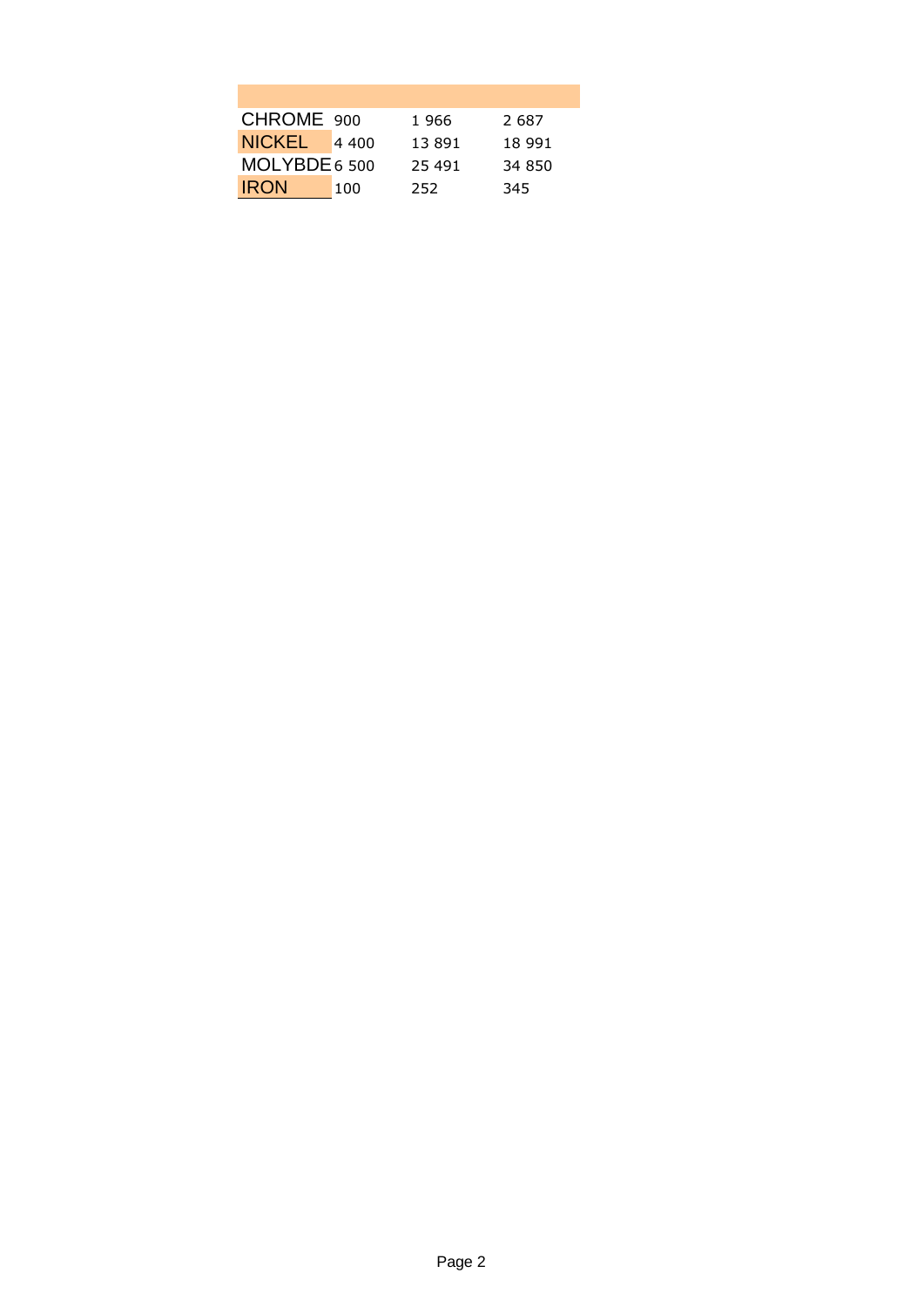| | | | |
|---|---|---|---|
| CHROME | 900 | 1 966 | 2 687 |
| NICKEL | 4 400 | 13 891 | 18 991 |
| MOLYBDE | 6 500 | 25 491 | 34 850 |
| IRON | 100 | 252 | 345 |